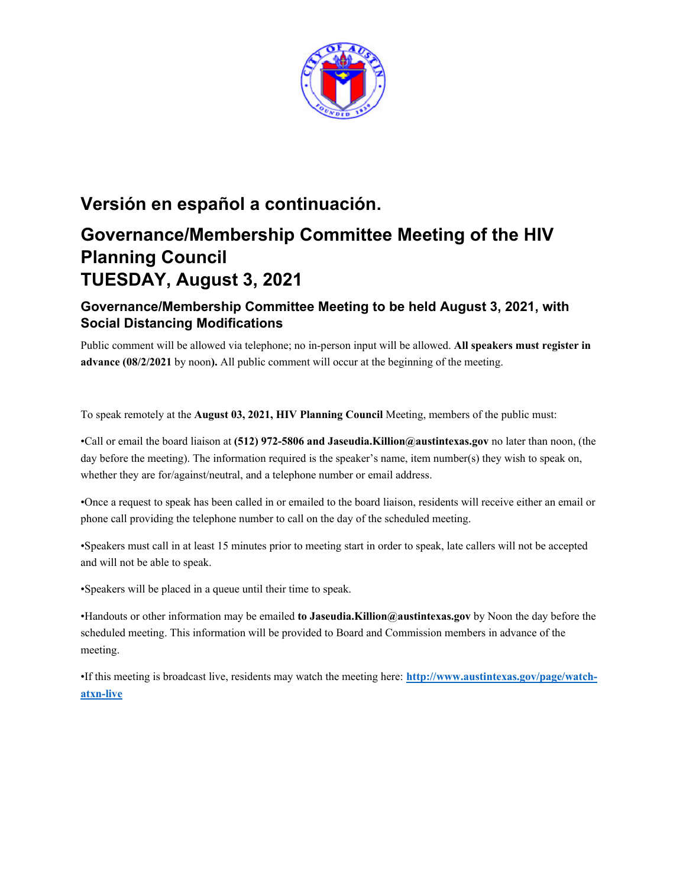## Versión en español a continuación.

# Governance/Membership Committee Meeting of the HIV Planning Council
# TUESDAY, August 3, 2021

### Governance/Membership Committee Meeting to be held August 3, 2021, with Social Distancing Modifications

Public comment will be allowed via telephone; no in-person input will be allowed. **All speakers must register in advance (08/2/2021** by noon**).** All public comment will occur at the beginning of the meeting.

To speak remotely at the **August 03, 2021, HIV Planning Council** Meeting, members of the public must:

•Call or email the board liaison at **(512) 972-5806 and Jaseudia.Killion@austintexas.gov** no later than noon, (the day before the meeting). The information required is the speaker's name, item number(s) they wish to speak on, whether they are for/against/neutral, and a telephone number or email address.

•Once a request to speak has been called in or emailed to the board liaison, residents will receive either an email or phone call providing the telephone number to call on the day of the scheduled meeting.

•Speakers must call in at least 15 minutes prior to meeting start in order to speak, late callers will not be accepted and will not be able to speak.

•Speakers will be placed in a queue until their time to speak.

•Handouts or other information may be emailed **to Jaseudia.Killion@austintexas.gov** by Noon the day before the scheduled meeting. This information will be provided to Board and Commission members in advance of the meeting.

•If this meeting is broadcast live, residents may watch the meeting here: **http://www.austintexas.gov/page/watch-atxn-live**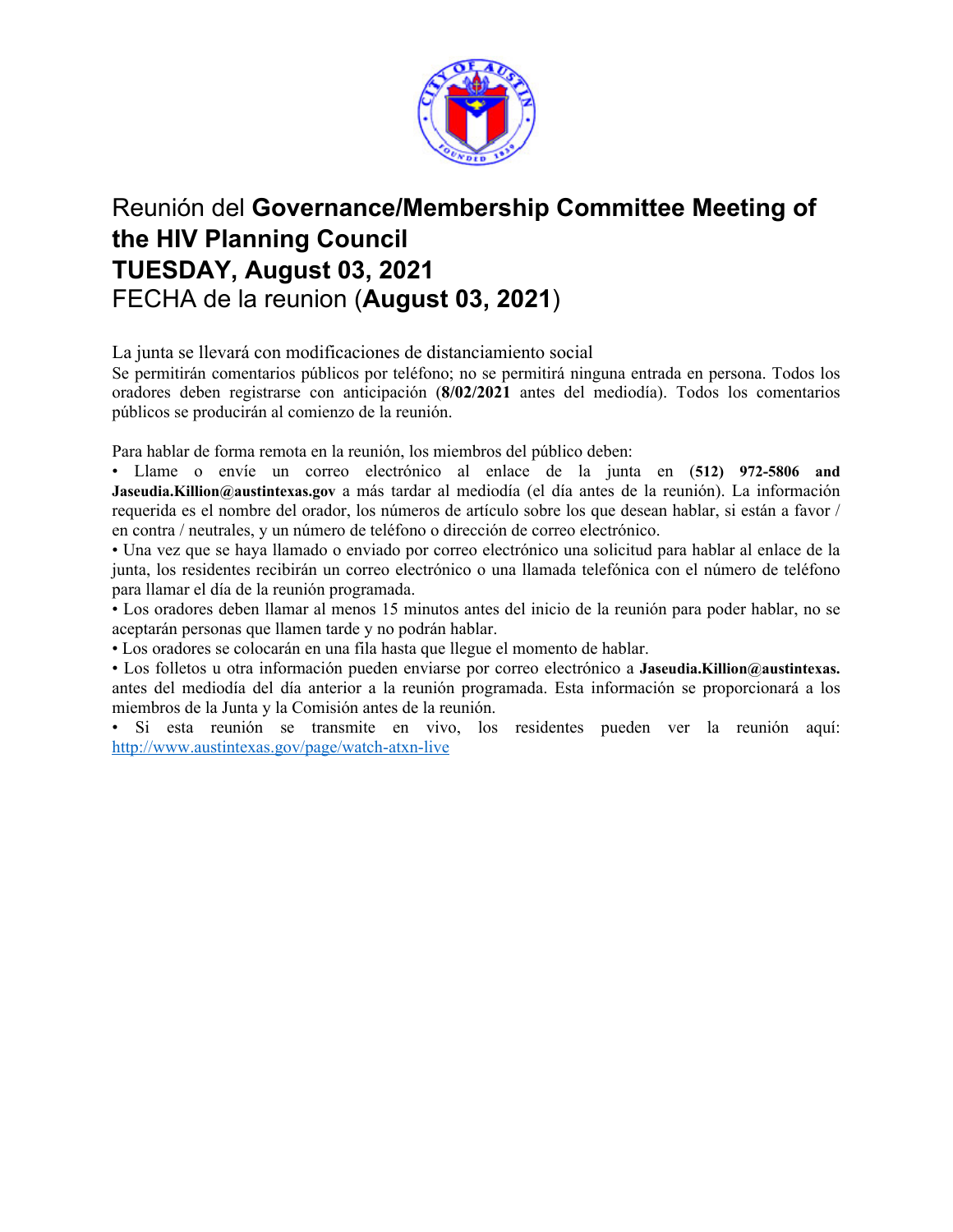# Reunión del **Governance/Membership Committee Meeting of the HIV Planning Council**
# **TUESDAY, August 03, 2021**
# FECHA de la reunion (**August 03, 2021**)

La junta se llevará con modificaciones de distanciamiento social

Se permitirán comentarios públicos por teléfono; no se permitirá ninguna entrada en persona. Todos los oradores deben registrarse con anticipación (**8/02/2021** antes del mediodía). Todos los comentarios públicos se producirán al comienzo de la reunión.

Para hablar de forma remota en la reunión, los miembros del público deben:

- Llame o envíe un correo electrónico al enlace de la junta en **(512) 972-5806 and Jaseudia.Killion@austintexas.gov** a más tardar al mediodía (el día antes de la reunión). La información requerida es el nombre del orador, los números de artículo sobre los que desean hablar, si están a favor / en contra / neutrales, y un número de teléfono o dirección de correo electrónico.
- Una vez que se haya llamado o enviado por correo electrónico una solicitud para hablar al enlace de la junta, los residentes recibirán un correo electrónico o una llamada telefónica con el número de teléfono para llamar el día de la reunión programada.
- Los oradores deben llamar al menos 15 minutos antes del inicio de la reunión para poder hablar, no se aceptarán personas que llamen tarde y no podrán hablar.
- Los oradores se colocarán en una fila hasta que llegue el momento de hablar.
- Los folletos u otra información pueden enviarse por correo electrónico a **Jaseudia.Killion@austintexas.** antes del mediodía del día anterior a la reunión programada. Esta información se proporcionará a los miembros de la Junta y la Comisión antes de la reunión.
- Si esta reunión se transmite en vivo, los residentes pueden ver la reunión aquí: http://www.austintexas.gov/page/watch-atxn-live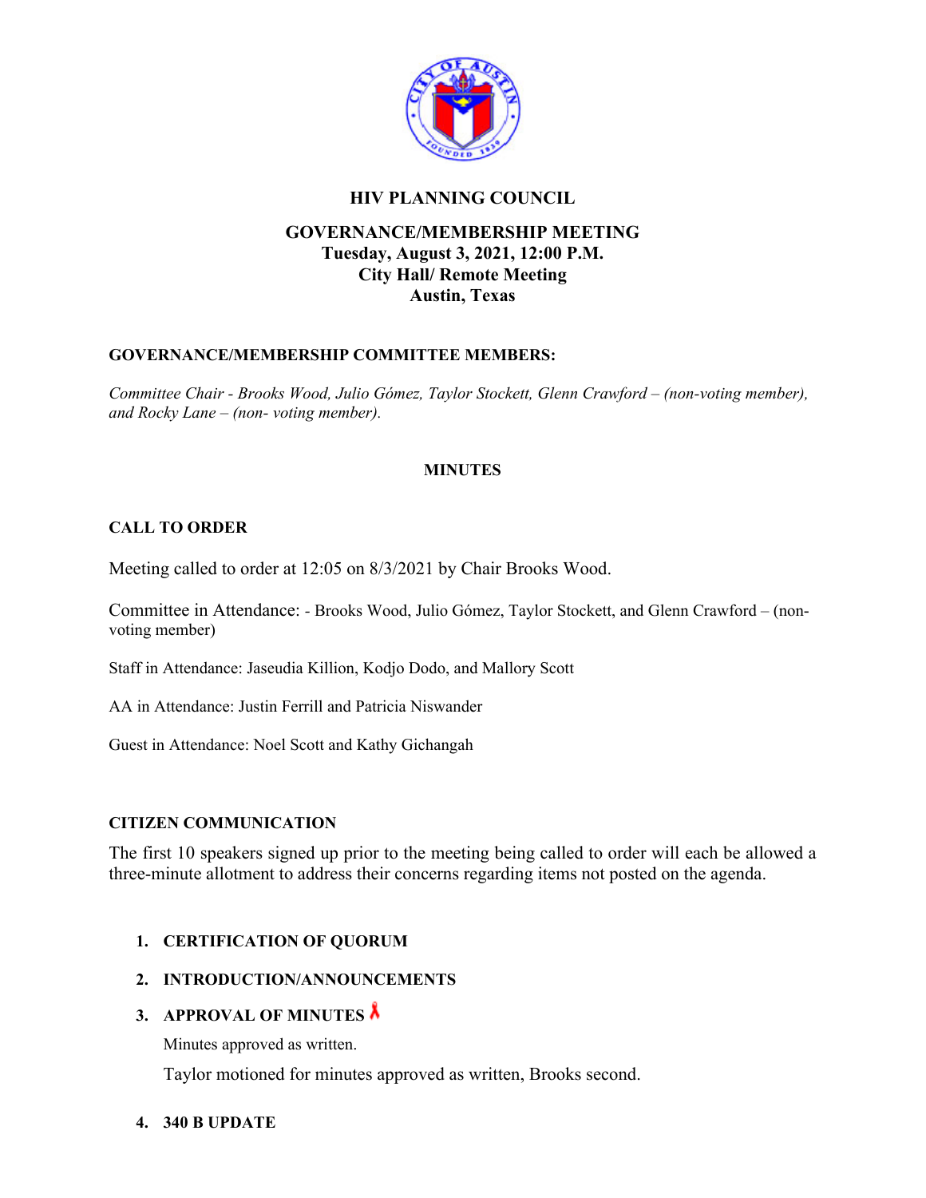# HIV PLANNING COUNCIL

## GOVERNANCE/MEMBERSHIP MEETING

**Tuesday, August 3, 2021, 12:00 P.M.**
**City Hall/ Remote Meeting**
**Austin, Texas**

**GOVERNANCE/MEMBERSHIP COMMITTEE MEMBERS:**

*Committee Chair - Brooks Wood, Julio Gómez, Taylor Stockett, Glenn Crawford – (non-voting member), and Rocky Lane – (non- voting member).*

**MINUTES**

**CALL TO ORDER**

Meeting called to order at 12:05 on 8/3/2021 by Chair Brooks Wood.

Committee in Attendance: - Brooks Wood, Julio Gómez, Taylor Stockett, and Glenn Crawford – (non-voting member)

Staff in Attendance: Jaseudia Killion, Kodjo Dodo, and Mallory Scott

AA in Attendance: Justin Ferrill and Patricia Niswander

Guest in Attendance: Noel Scott and Kathy Gichangah

**CITIZEN COMMUNICATION**

The first 10 speakers signed up prior to the meeting being called to order will each be allowed a three-minute allotment to address their concerns regarding items not posted on the agenda.

1. **CERTIFICATION OF QUORUM**
2. **INTRODUCTION/ANNOUNCEMENTS**
3. **APPROVAL OF MINUTES**

   Minutes approved as written.

   Taylor motioned for minutes approved as written, Brooks second.

4. **340 B UPDATE**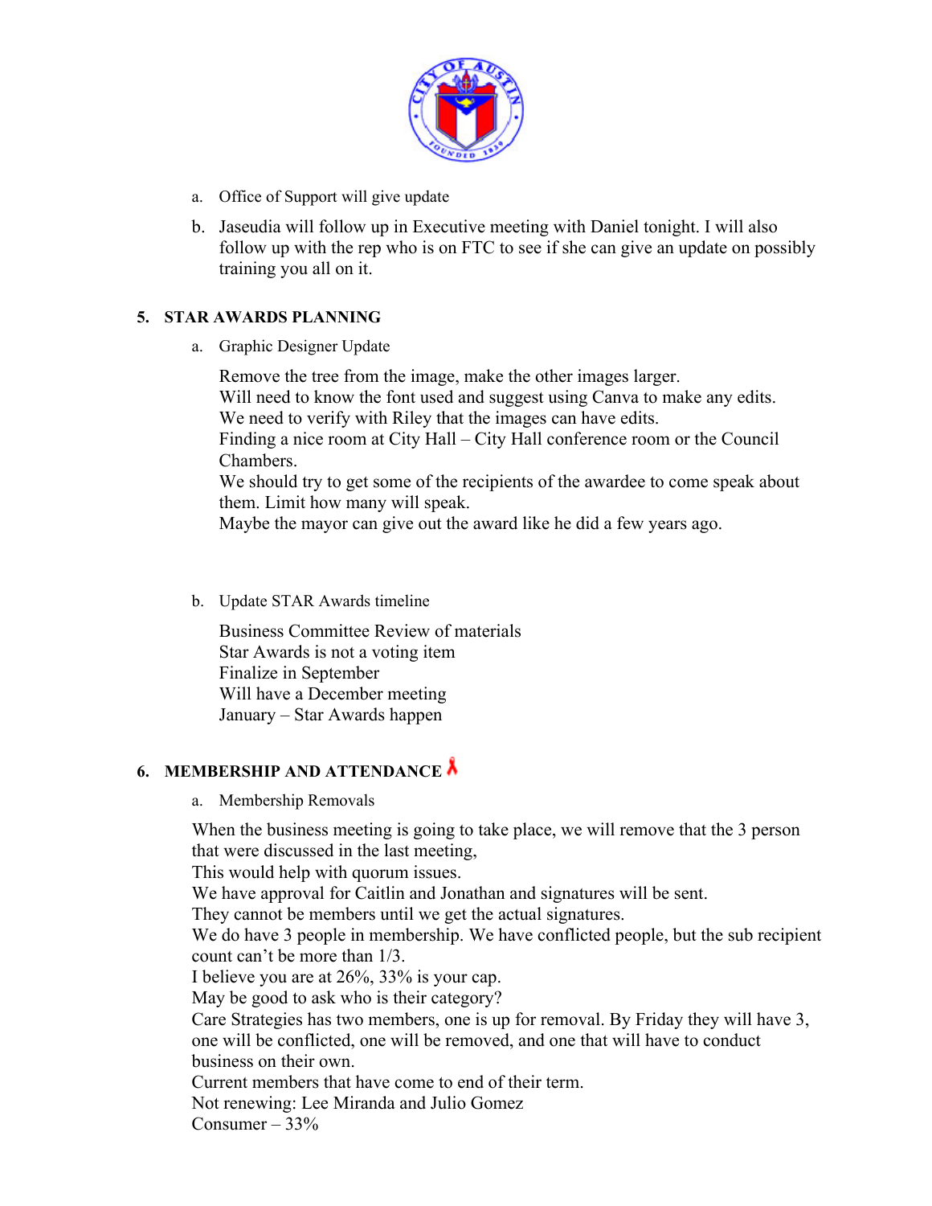a. Office of Support will give update

b. Jaseudia will follow up in Executive meeting with Daniel tonight. I will also follow up with the rep who is on FTC to see if she can give an update on possibly training you all on it.

## 5. STAR AWARDS PLANNING

a. Graphic Designer Update

Remove the tree from the image, make the other images larger.
Will need to know the font used and suggest using Canva to make any edits.
We need to verify with Riley that the images can have edits.
Finding a nice room at City Hall – City Hall conference room or the Council Chambers.
We should try to get some of the recipients of the awardee to come speak about them. Limit how many will speak.
Maybe the mayor can give out the award like he did a few years ago.

b. Update STAR Awards timeline

Business Committee Review of materials
Star Awards is not a voting item
Finalize in September
Will have a December meeting
January – Star Awards happen

## 6. MEMBERSHIP AND ATTENDANCE

a. Membership Removals

When the business meeting is going to take place, we will remove that the 3 person that were discussed in the last meeting,
This would help with quorum issues.
We have approval for Caitlin and Jonathan and signatures will be sent.
They cannot be members until we get the actual signatures.
We do have 3 people in membership. We have conflicted people, but the sub recipient count can't be more than 1/3.
I believe you are at 26%, 33% is your cap.
May be good to ask who is their category?
Care Strategies has two members, one is up for removal. By Friday they will have 3, one will be conflicted, one will be removed, and one that will have to conduct business on their own.
Current members that have come to end of their term.
Not renewing: Lee Miranda and Julio Gomez
Consumer – 33%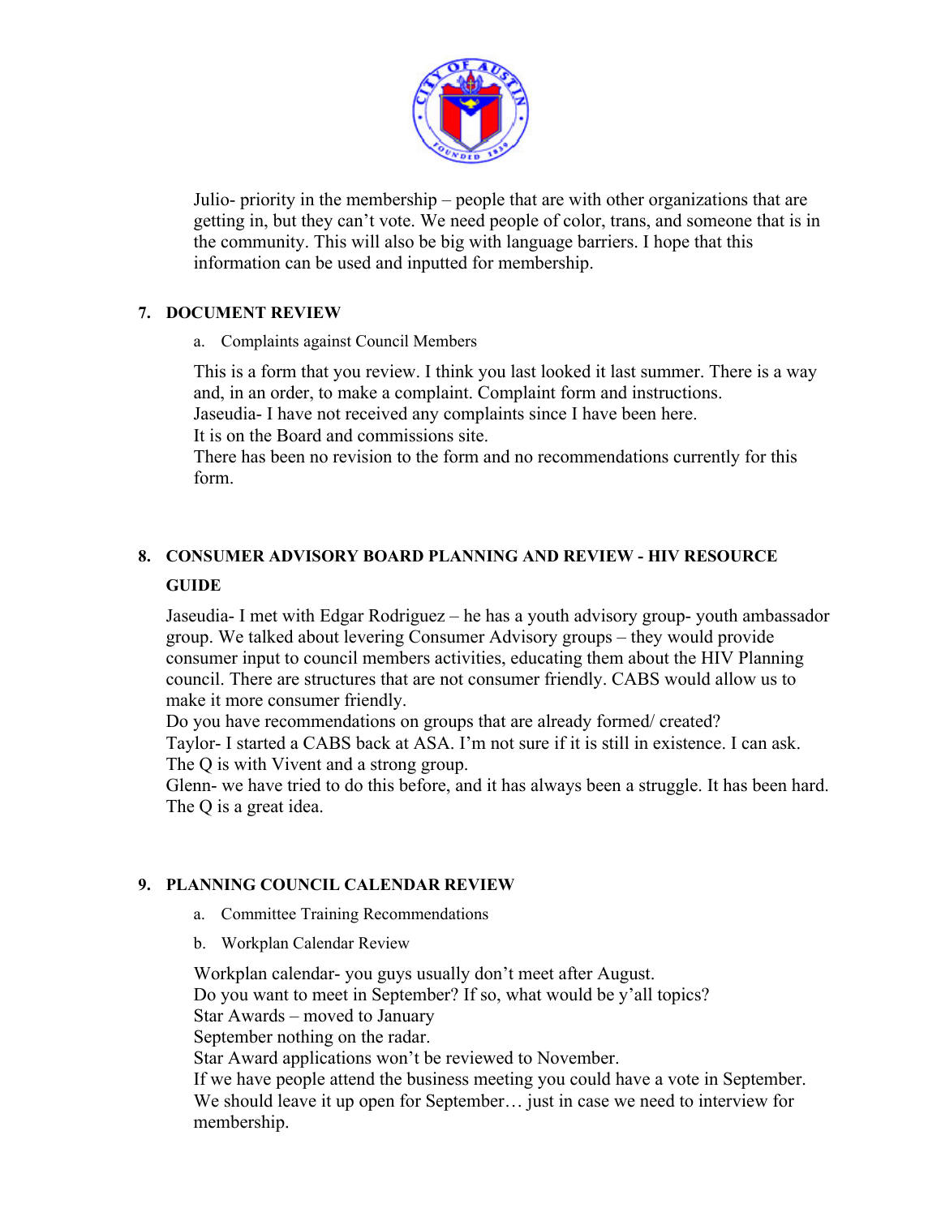Julio- priority in the membership – people that are with other organizations that are getting in, but they can't vote. We need people of color, trans, and someone that is in the community. This will also be big with language barriers. I hope that this information can be used and inputted for membership.

## 7. DOCUMENT REVIEW

a. Complaints against Council Members

This is a form that you review. I think you last looked it last summer. There is a way and, in an order, to make a complaint. Complaint form and instructions.
Jaseudia- I have not received any complaints since I have been here.
It is on the Board and commissions site.
There has been no revision to the form and no recommendations currently for this form.

## 8. CONSUMER ADVISORY BOARD PLANNING AND REVIEW - HIV RESOURCE GUIDE

Jaseudia- I met with Edgar Rodriguez – he has a youth advisory group- youth ambassador group. We talked about levering Consumer Advisory groups – they would provide consumer input to council members activities, educating them about the HIV Planning council. There are structures that are not consumer friendly. CABS would allow us to make it more consumer friendly.
Do you have recommendations on groups that are already formed/ created?
Taylor- I started a CABS back at ASA. I'm not sure if it is still in existence. I can ask.
The Q is with Vivent and a strong group.
Glenn- we have tried to do this before, and it has always been a struggle. It has been hard.
The Q is a great idea.

## 9. PLANNING COUNCIL CALENDAR REVIEW

a. Committee Training Recommendations

b. Workplan Calendar Review

Workplan calendar- you guys usually don't meet after August.
Do you want to meet in September? If so, what would be y'all topics?
Star Awards – moved to January
September nothing on the radar.
Star Award applications won't be reviewed to November.
If we have people attend the business meeting you could have a vote in September.
We should leave it up open for September… just in case we need to interview for membership.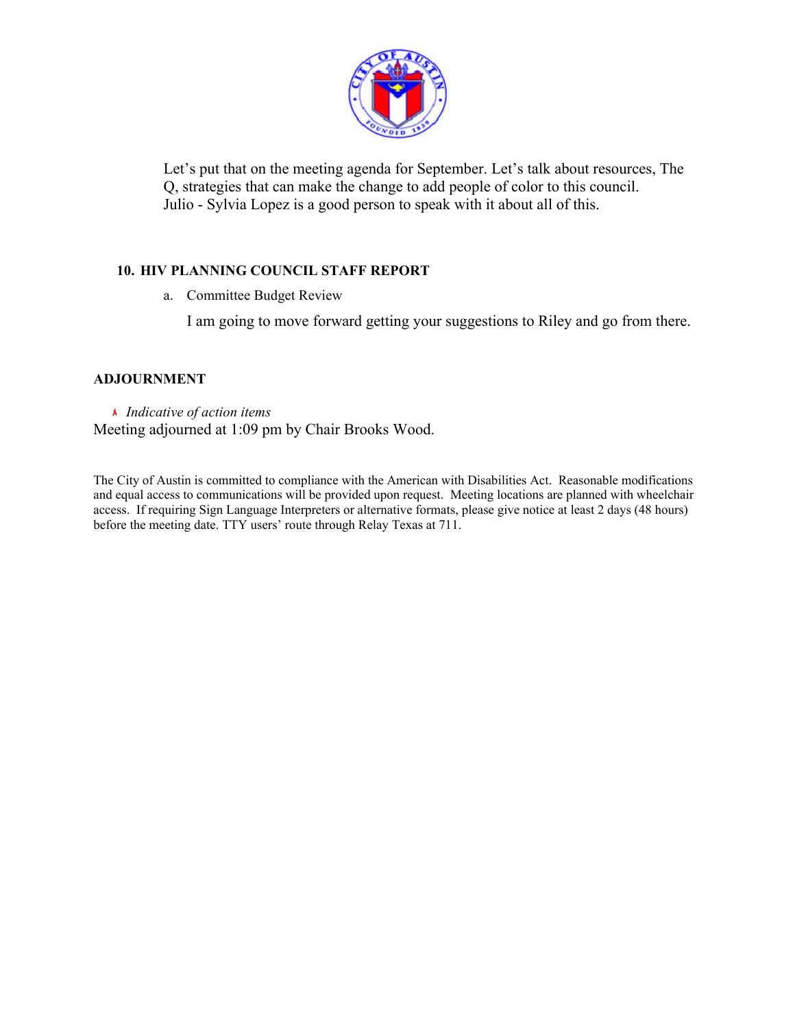Let's put that on the meeting agenda for September. Let's talk about resources, The Q, strategies that can make the change to add people of color to this council. Julio - Sylvia Lopez is a good person to speak with it about all of this.

**10. HIV PLANNING COUNCIL STAFF REPORT**

a. Committee Budget Review

I am going to move forward getting your suggestions to Riley and go from there.

**ADJOURNMENT**

*Indicative of action items*

Meeting adjourned at 1:09 pm by Chair Brooks Wood.

The City of Austin is committed to compliance with the American with Disabilities Act. Reasonable modifications and equal access to communications will be provided upon request. Meeting locations are planned with wheelchair access. If requiring Sign Language Interpreters or alternative formats, please give notice at least 2 days (48 hours) before the meeting date. TTY users' route through Relay Texas at 711.